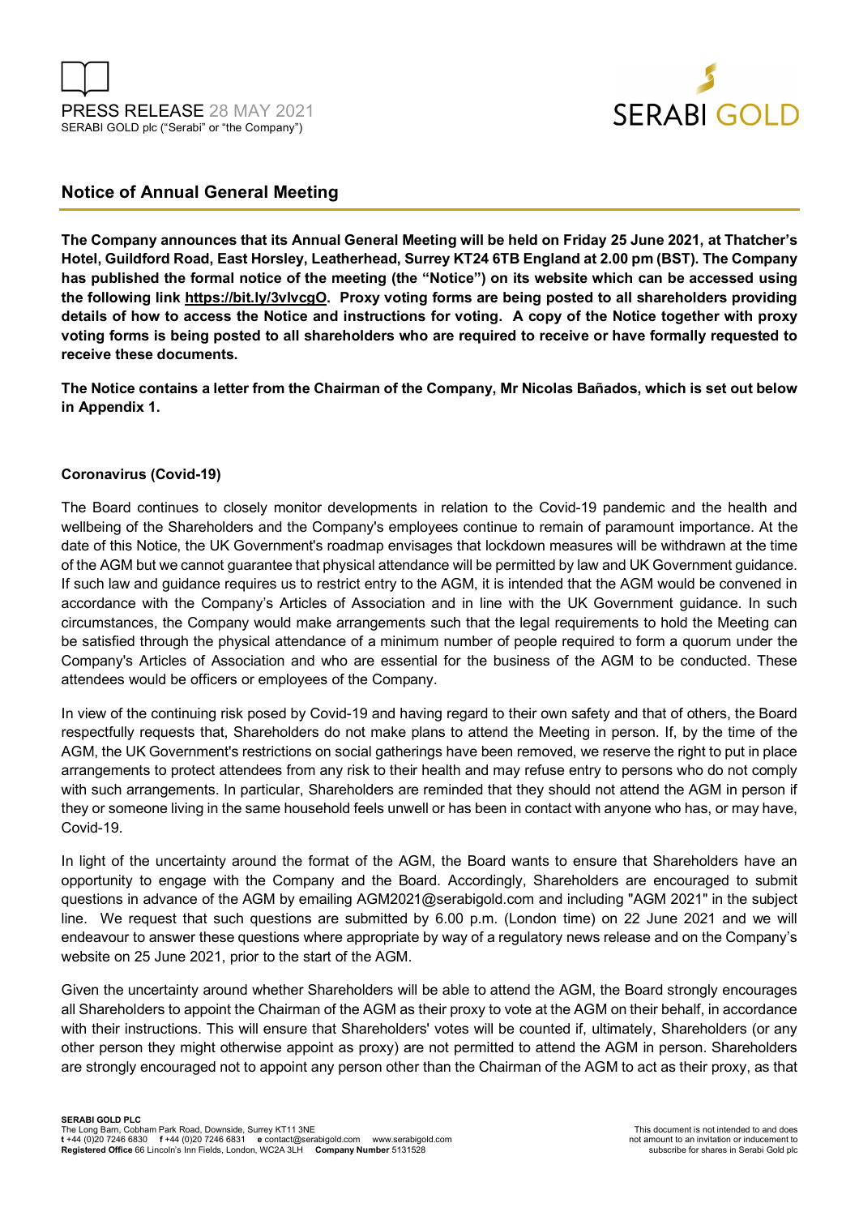PRESS RELEASE 28 MAY 2021
SERABI GOLD plc ("Serabi" or "the Company")

## Notice of Annual General Meeting

**The Company announces that its Annual General Meeting will be held on Friday 25 June 2021, at Thatcher's Hotel, Guildford Road, East Horsley, Leatherhead, Surrey KT24 6TB England at 2.00 pm (BST). The Company has published the formal notice of the meeting (the "Notice") on its website which can be accessed using the following link https://bit.ly/3vlvcgO. Proxy voting forms are being posted to all shareholders providing details of how to access the Notice and instructions for voting. A copy of the Notice together with proxy voting forms is being posted to all shareholders who are required to receive or have formally requested to receive these documents.**

**The Notice contains a letter from the Chairman of the Company, Mr Nicolas Bañados, which is set out below in Appendix 1.**

### Coronavirus (Covid-19)

The Board continues to closely monitor developments in relation to the Covid-19 pandemic and the health and wellbeing of the Shareholders and the Company's employees continue to remain of paramount importance. At the date of this Notice, the UK Government's roadmap envisages that lockdown measures will be withdrawn at the time of the AGM but we cannot guarantee that physical attendance will be permitted by law and UK Government guidance. If such law and guidance requires us to restrict entry to the AGM, it is intended that the AGM would be convened in accordance with the Company's Articles of Association and in line with the UK Government guidance. In such circumstances, the Company would make arrangements such that the legal requirements to hold the Meeting can be satisfied through the physical attendance of a minimum number of people required to form a quorum under the Company's Articles of Association and who are essential for the business of the AGM to be conducted. These attendees would be officers or employees of the Company.

In view of the continuing risk posed by Covid-19 and having regard to their own safety and that of others, the Board respectfully requests that, Shareholders do not make plans to attend the Meeting in person. If, by the time of the AGM, the UK Government's restrictions on social gatherings have been removed, we reserve the right to put in place arrangements to protect attendees from any risk to their health and may refuse entry to persons who do not comply with such arrangements. In particular, Shareholders are reminded that they should not attend the AGM in person if they or someone living in the same household feels unwell or has been in contact with anyone who has, or may have, Covid-19.

In light of the uncertainty around the format of the AGM, the Board wants to ensure that Shareholders have an opportunity to engage with the Company and the Board. Accordingly, Shareholders are encouraged to submit questions in advance of the AGM by emailing AGM2021@serabigold.com and including "AGM 2021" in the subject line. We request that such questions are submitted by 6.00 p.m. (London time) on 22 June 2021 and we will endeavour to answer these questions where appropriate by way of a regulatory news release and on the Company's website on 25 June 2021, prior to the start of the AGM.

Given the uncertainty around whether Shareholders will be able to attend the AGM, the Board strongly encourages all Shareholders to appoint the Chairman of the AGM as their proxy to vote at the AGM on their behalf, in accordance with their instructions. This will ensure that Shareholders' votes will be counted if, ultimately, Shareholders (or any other person they might otherwise appoint as proxy) are not permitted to attend the AGM in person. Shareholders are strongly encouraged not to appoint any person other than the Chairman of the AGM to act as their proxy, as that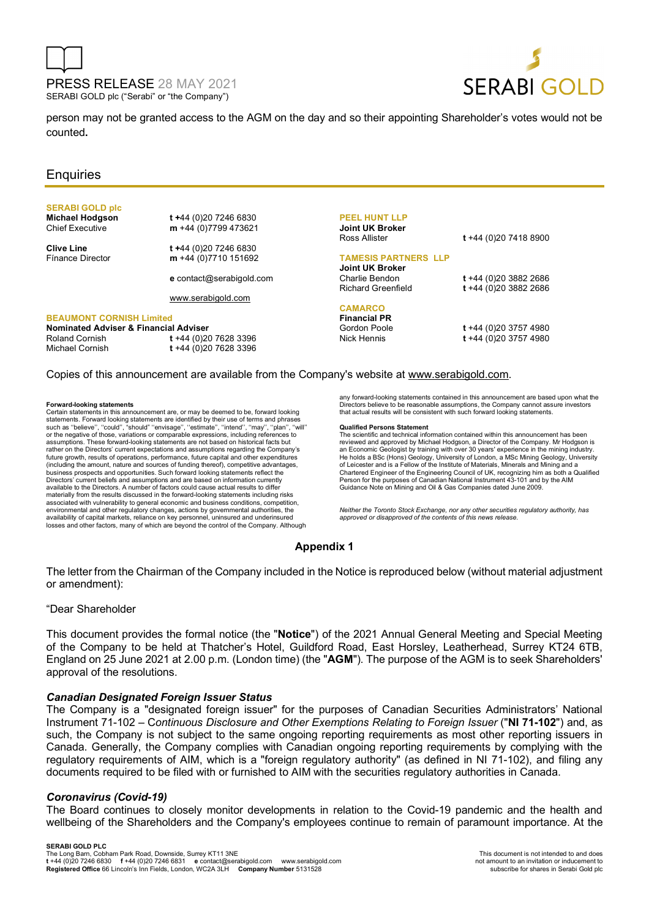person may not be granted access to the AGM on the day and so their appointing Shareholder's votes would not be counted**.**

## Enquiries

**SERABI GOLD plc**
**Michael Hodgson** — Chief Executive — **t** +44 (0)20 7246 6830 — **m** +44 (0)7799 473621
**Clive Line** — Finance Director — **t** +44 (0)20 7246 6830 — **m** +44 (0)7710 151692
**e** contact@serabigold.com
www.serabigold.com

**BEAUMONT CORNISH Limited**
**Nominated Adviser & Financial Adviser**
Roland Cornish — **t** +44 (0)20 7628 3396
Michael Cornish — **t** +44 (0)20 7628 3396

**PEEL HUNT LLP**
**Joint UK Broker**
Ross Allister — **t** +44 (0)20 7418 8900

**TAMESIS PARTNERS LLP**
**Joint UK Broker**
Charlie Bendon — **t** +44 (0)20 3882 2686
Richard Greenfield — **t** +44 (0)20 3882 2686

**CAMARCO**
**Financial PR**
Gordon Poole — **t** +44 (0)20 3757 4980
Nick Hennis — **t** +44 (0)20 3757 4980

Copies of this announcement are available from the Company's website at www.serabigold.com.

**Forward-looking statements**
Certain statements in this announcement are, or may be deemed to be, forward looking statements. Forward looking statements are identified by their use of terms and phrases such as ''believe'', ''could'', "should" ''envisage'', ''estimate'', ''intend'', ''may'', ''plan'', ''will'' or the negative of those, variations or comparable expressions, including references to assumptions. These forward-looking statements are not based on historical facts but rather on the Directors' current expectations and assumptions regarding the Company's future growth, results of operations, performance, future capital and other expenditures (including the amount, nature and sources of funding thereof), competitive advantages, business prospects and opportunities. Such forward looking statements reflect the Directors' current beliefs and assumptions and are based on information currently available to the Directors. A number of factors could cause actual results to differ materially from the results discussed in the forward-looking statements including risks associated with vulnerability to general economic and business conditions, competition, environmental and other regulatory changes, actions by governmental authorities, the availability of capital markets, reliance on key personnel, uninsured and underinsured losses and other factors, many of which are beyond the control of the Company. Although any forward-looking statements contained in this announcement are based upon what the Directors believe to be reasonable assumptions, the Company cannot assure investors that actual results will be consistent with such forward looking statements.

**Qualified Persons Statement**
The scientific and technical information contained within this announcement has been reviewed and approved by Michael Hodgson, a Director of the Company. Mr Hodgson is an Economic Geologist by training with over 30 years' experience in the mining industry. He holds a BSc (Hons) Geology, University of London, a MSc Mining Geology, University of Leicester and is a Fellow of the Institute of Materials, Minerals and Mining and a Chartered Engineer of the Engineering Council of UK, recognizing him as both a Qualified Person for the purposes of Canadian National Instrument 43-101 and by the AIM Guidance Note on Mining and Oil & Gas Companies dated June 2009.

*Neither the Toronto Stock Exchange, nor any other securities regulatory authority, has approved or disapproved of the contents of this news release.*

## Appendix 1

The letter from the Chairman of the Company included in the Notice is reproduced below (without material adjustment or amendment):

"Dear Shareholder

This document provides the formal notice (the "**Notice**") of the 2021 Annual General Meeting and Special Meeting of the Company to be held at Thatcher's Hotel, Guildford Road, East Horsley, Leatherhead, Surrey KT24 6TB, England on 25 June 2021 at 2.00 p.m. (London time) (the "**AGM**"). The purpose of the AGM is to seek Shareholders' approval of the resolutions.

### *Canadian Designated Foreign Issuer Status*

The Company is a "designated foreign issuer" for the purposes of Canadian Securities Administrators' National Instrument 71-102 – C*ontinuous Disclosure and Other Exemptions Relating to Foreign Issuer* ("**NI 71-102**") and, as such, the Company is not subject to the same ongoing reporting requirements as most other reporting issuers in Canada. Generally, the Company complies with Canadian ongoing reporting requirements by complying with the regulatory requirements of AIM, which is a "foreign regulatory authority" (as defined in NI 71-102), and filing any documents required to be filed with or furnished to AIM with the securities regulatory authorities in Canada.

### *Coronavirus (Covid-19)*

The Board continues to closely monitor developments in relation to the Covid-19 pandemic and the health and wellbeing of the Shareholders and the Company's employees continue to remain of paramount importance. At the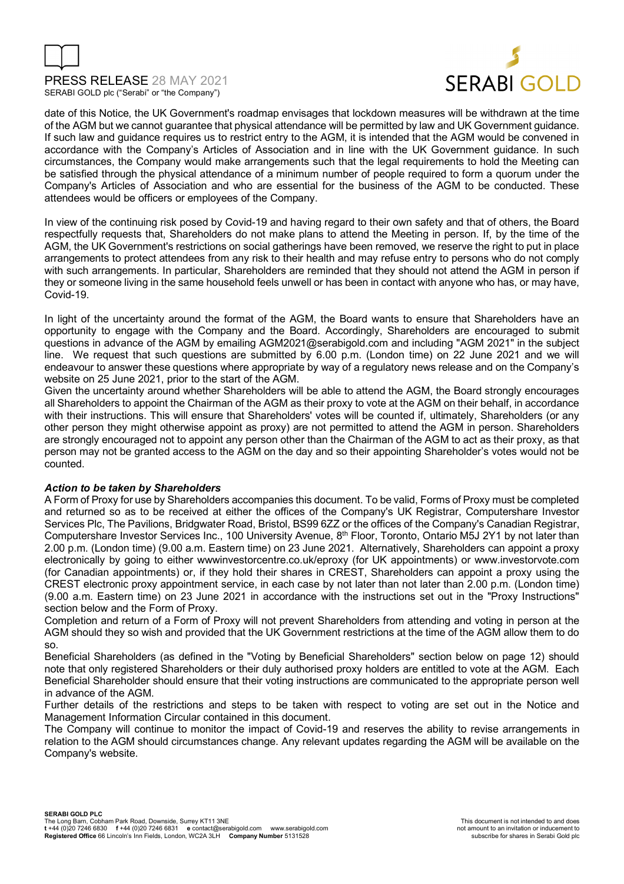date of this Notice, the UK Government's roadmap envisages that lockdown measures will be withdrawn at the time of the AGM but we cannot guarantee that physical attendance will be permitted by law and UK Government guidance. If such law and guidance requires us to restrict entry to the AGM, it is intended that the AGM would be convened in accordance with the Company's Articles of Association and in line with the UK Government guidance. In such circumstances, the Company would make arrangements such that the legal requirements to hold the Meeting can be satisfied through the physical attendance of a minimum number of people required to form a quorum under the Company's Articles of Association and who are essential for the business of the AGM to be conducted. These attendees would be officers or employees of the Company.

In view of the continuing risk posed by Covid-19 and having regard to their own safety and that of others, the Board respectfully requests that, Shareholders do not make plans to attend the Meeting in person. If, by the time of the AGM, the UK Government's restrictions on social gatherings have been removed, we reserve the right to put in place arrangements to protect attendees from any risk to their health and may refuse entry to persons who do not comply with such arrangements. In particular, Shareholders are reminded that they should not attend the AGM in person if they or someone living in the same household feels unwell or has been in contact with anyone who has, or may have, Covid-19.

In light of the uncertainty around the format of the AGM, the Board wants to ensure that Shareholders have an opportunity to engage with the Company and the Board. Accordingly, Shareholders are encouraged to submit questions in advance of the AGM by emailing AGM2021@serabigold.com and including "AGM 2021" in the subject line. We request that such questions are submitted by 6.00 p.m. (London time) on 22 June 2021 and we will endeavour to answer these questions where appropriate by way of a regulatory news release and on the Company's website on 25 June 2021, prior to the start of the AGM.

Given the uncertainty around whether Shareholders will be able to attend the AGM, the Board strongly encourages all Shareholders to appoint the Chairman of the AGM as their proxy to vote at the AGM on their behalf, in accordance with their instructions. This will ensure that Shareholders' votes will be counted if, ultimately, Shareholders (or any other person they might otherwise appoint as proxy) are not permitted to attend the AGM in person. Shareholders are strongly encouraged not to appoint any person other than the Chairman of the AGM to act as their proxy, as that person may not be granted access to the AGM on the day and so their appointing Shareholder's votes would not be counted.

***Action to be taken by Shareholders***

A Form of Proxy for use by Shareholders accompanies this document. To be valid, Forms of Proxy must be completed and returned so as to be received at either the offices of the Company's UK Registrar, Computershare Investor Services Plc, The Pavilions, Bridgwater Road, Bristol, BS99 6ZZ or the offices of the Company's Canadian Registrar, Computershare Investor Services Inc., 100 University Avenue, 8th Floor, Toronto, Ontario M5J 2Y1 by not later than 2.00 p.m. (London time) (9.00 a.m. Eastern time) on 23 June 2021. Alternatively, Shareholders can appoint a proxy electronically by going to either wwwinvestorcentre.co.uk/eproxy (for UK appointments) or www.investorvote.com (for Canadian appointments) or, if they hold their shares in CREST, Shareholders can appoint a proxy using the CREST electronic proxy appointment service, in each case by not later than not later than 2.00 p.m. (London time) (9.00 a.m. Eastern time) on 23 June 2021 in accordance with the instructions set out in the "Proxy Instructions" section below and the Form of Proxy.

Completion and return of a Form of Proxy will not prevent Shareholders from attending and voting in person at the AGM should they so wish and provided that the UK Government restrictions at the time of the AGM allow them to do so.

Beneficial Shareholders (as defined in the "Voting by Beneficial Shareholders" section below on page 12) should note that only registered Shareholders or their duly authorised proxy holders are entitled to vote at the AGM. Each Beneficial Shareholder should ensure that their voting instructions are communicated to the appropriate person well in advance of the AGM.

Further details of the restrictions and steps to be taken with respect to voting are set out in the Notice and Management Information Circular contained in this document.

The Company will continue to monitor the impact of Covid-19 and reserves the ability to revise arrangements in relation to the AGM should circumstances change. Any relevant updates regarding the AGM will be available on the Company's website.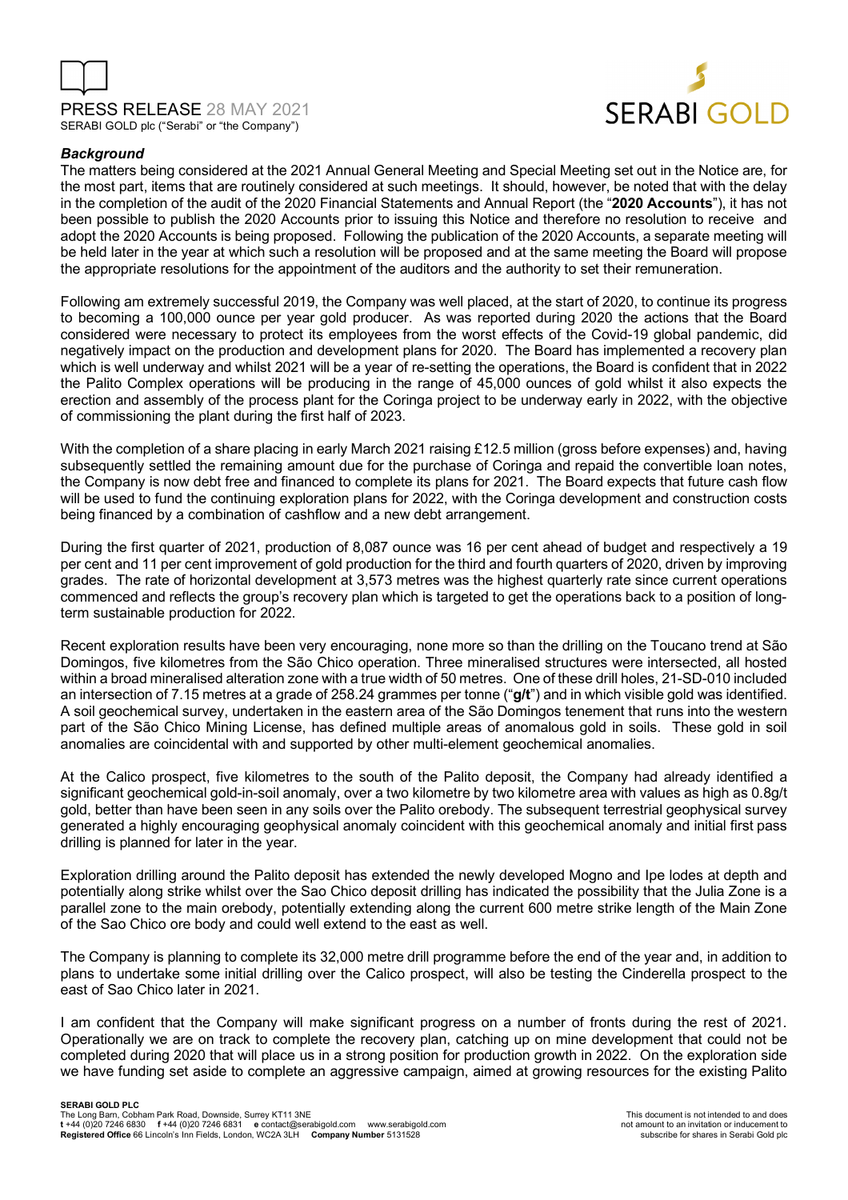### *Background*

The matters being considered at the 2021 Annual General Meeting and Special Meeting set out in the Notice are, for the most part, items that are routinely considered at such meetings. It should, however, be noted that with the delay in the completion of the audit of the 2020 Financial Statements and Annual Report (the "**2020 Accounts**"), it has not been possible to publish the 2020 Accounts prior to issuing this Notice and therefore no resolution to receive and adopt the 2020 Accounts is being proposed. Following the publication of the 2020 Accounts, a separate meeting will be held later in the year at which such a resolution will be proposed and at the same meeting the Board will propose the appropriate resolutions for the appointment of the auditors and the authority to set their remuneration.

Following am extremely successful 2019, the Company was well placed, at the start of 2020, to continue its progress to becoming a 100,000 ounce per year gold producer. As was reported during 2020 the actions that the Board considered were necessary to protect its employees from the worst effects of the Covid-19 global pandemic, did negatively impact on the production and development plans for 2020. The Board has implemented a recovery plan which is well underway and whilst 2021 will be a year of re-setting the operations, the Board is confident that in 2022 the Palito Complex operations will be producing in the range of 45,000 ounces of gold whilst it also expects the erection and assembly of the process plant for the Coringa project to be underway early in 2022, with the objective of commissioning the plant during the first half of 2023.

With the completion of a share placing in early March 2021 raising £12.5 million (gross before expenses) and, having subsequently settled the remaining amount due for the purchase of Coringa and repaid the convertible loan notes, the Company is now debt free and financed to complete its plans for 2021. The Board expects that future cash flow will be used to fund the continuing exploration plans for 2022, with the Coringa development and construction costs being financed by a combination of cashflow and a new debt arrangement.

During the first quarter of 2021, production of 8,087 ounce was 16 per cent ahead of budget and respectively a 19 per cent and 11 per cent improvement of gold production for the third and fourth quarters of 2020, driven by improving grades. The rate of horizontal development at 3,573 metres was the highest quarterly rate since current operations commenced and reflects the group's recovery plan which is targeted to get the operations back to a position of long-term sustainable production for 2022.

Recent exploration results have been very encouraging, none more so than the drilling on the Toucano trend at São Domingos, five kilometres from the São Chico operation. Three mineralised structures were intersected, all hosted within a broad mineralised alteration zone with a true width of 50 metres. One of these drill holes, 21-SD-010 included an intersection of 7.15 metres at a grade of 258.24 grammes per tonne ("**g/t**") and in which visible gold was identified. A soil geochemical survey, undertaken in the eastern area of the São Domingos tenement that runs into the western part of the São Chico Mining License, has defined multiple areas of anomalous gold in soils. These gold in soil anomalies are coincidental with and supported by other multi-element geochemical anomalies.

At the Calico prospect, five kilometres to the south of the Palito deposit, the Company had already identified a significant geochemical gold-in-soil anomaly, over a two kilometre by two kilometre area with values as high as 0.8g/t gold, better than have been seen in any soils over the Palito orebody. The subsequent terrestrial geophysical survey generated a highly encouraging geophysical anomaly coincident with this geochemical anomaly and initial first pass drilling is planned for later in the year.

Exploration drilling around the Palito deposit has extended the newly developed Mogno and Ipe lodes at depth and potentially along strike whilst over the Sao Chico deposit drilling has indicated the possibility that the Julia Zone is a parallel zone to the main orebody, potentially extending along the current 600 metre strike length of the Main Zone of the Sao Chico ore body and could well extend to the east as well.

The Company is planning to complete its 32,000 metre drill programme before the end of the year and, in addition to plans to undertake some initial drilling over the Calico prospect, will also be testing the Cinderella prospect to the east of Sao Chico later in 2021.

I am confident that the Company will make significant progress on a number of fronts during the rest of 2021. Operationally we are on track to complete the recovery plan, catching up on mine development that could not be completed during 2020 that will place us in a strong position for production growth in 2022. On the exploration side we have funding set aside to complete an aggressive campaign, aimed at growing resources for the existing Palito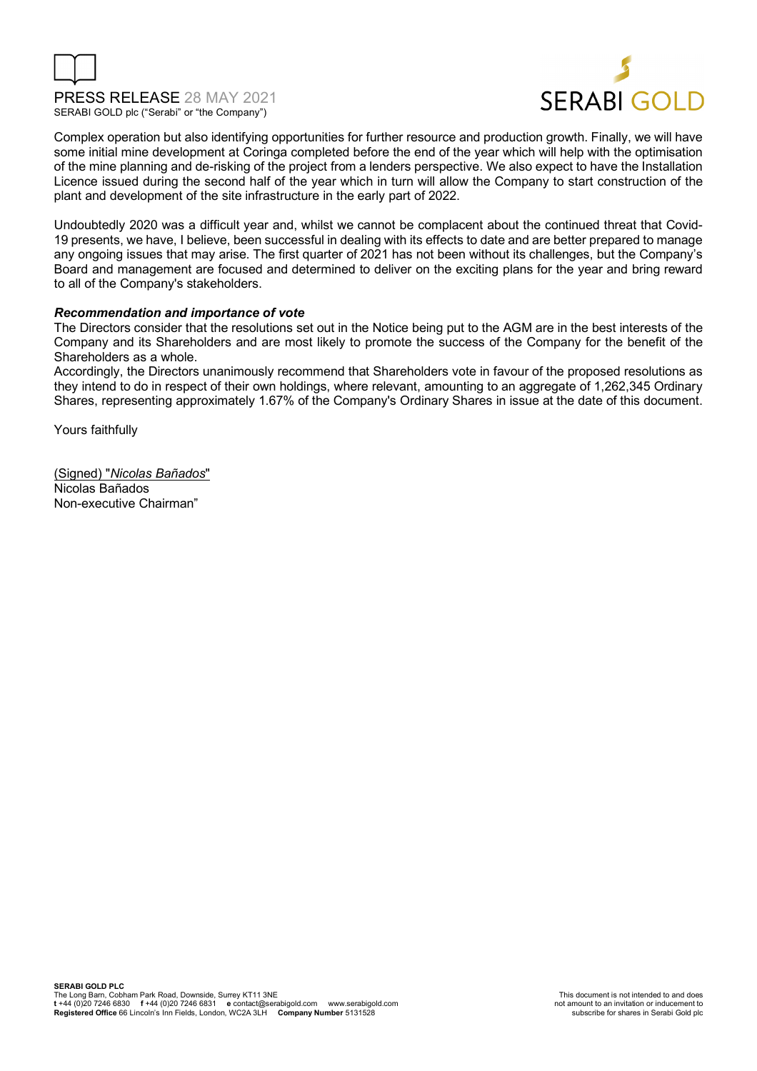Complex operation but also identifying opportunities for further resource and production growth. Finally, we will have some initial mine development at Coringa completed before the end of the year which will help with the optimisation of the mine planning and de-risking of the project from a lenders perspective. We also expect to have the Installation Licence issued during the second half of the year which in turn will allow the Company to start construction of the plant and development of the site infrastructure in the early part of 2022.

Undoubtedly 2020 was a difficult year and, whilst we cannot be complacent about the continued threat that Covid-19 presents, we have, I believe, been successful in dealing with its effects to date and are better prepared to manage any ongoing issues that may arise. The first quarter of 2021 has not been without its challenges, but the Company's Board and management are focused and determined to deliver on the exciting plans for the year and bring reward to all of the Company's stakeholders.

***Recommendation and importance of vote***

The Directors consider that the resolutions set out in the Notice being put to the AGM are in the best interests of the Company and its Shareholders and are most likely to promote the success of the Company for the benefit of the Shareholders as a whole.

Accordingly, the Directors unanimously recommend that Shareholders vote in favour of the proposed resolutions as they intend to do in respect of their own holdings, where relevant, amounting to an aggregate of 1,262,345 Ordinary Shares, representing approximately 1.67% of the Company's Ordinary Shares in issue at the date of this document.

Yours faithfully

(Signed) "*Nicolas Bañados*"
Nicolas Bañados
Non-executive Chairman"